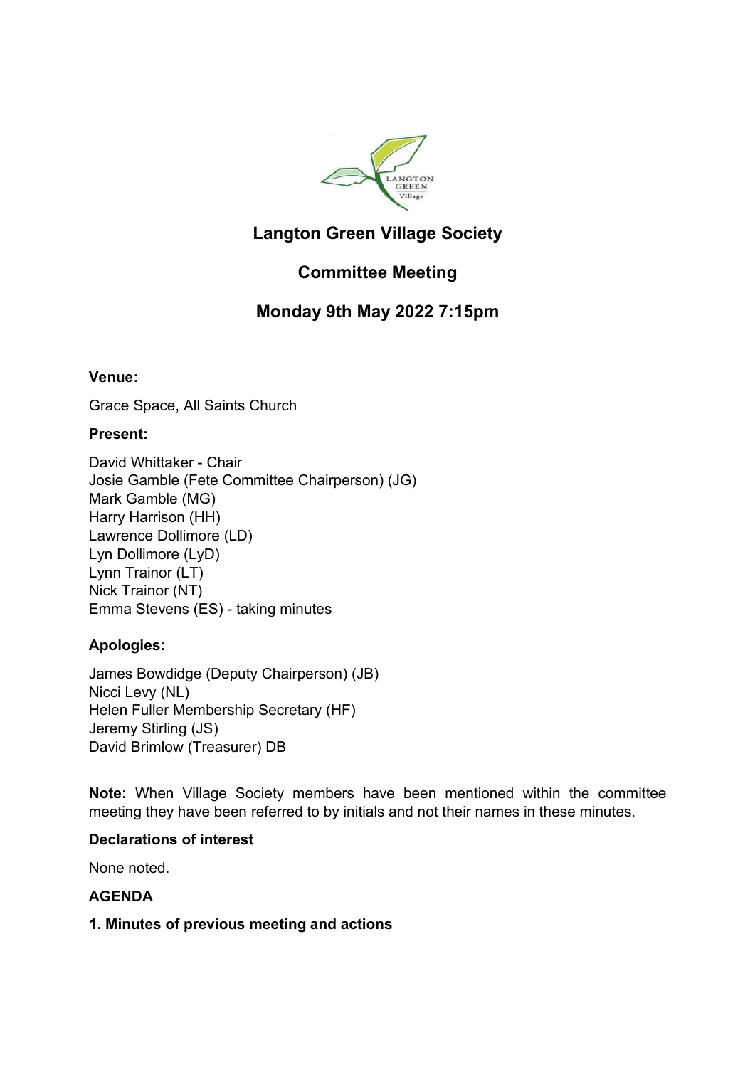# Langton Green Village Society

## Committee Meeting

## Monday 9th May 2022 7:15pm

**Venue:**

Grace Space, All Saints Church

**Present:**

David Whittaker - Chair
Josie Gamble (Fete Committee Chairperson) (JG)
Mark Gamble (MG)
Harry Harrison (HH)
Lawrence Dollimore (LD)
Lyn Dollimore (LyD)
Lynn Trainor (LT)
Nick Trainor (NT)
Emma Stevens (ES) - taking minutes

**Apologies:**

James Bowdidge (Deputy Chairperson) (JB)
Nicci Levy (NL)
Helen Fuller Membership Secretary (HF)
Jeremy Stirling (JS)
David Brimlow (Treasurer) DB

**Note:** When Village Society members have been mentioned within the committee meeting they have been referred to by initials and not their names in these minutes.

**Declarations of interest**

None noted.

**AGENDA**

**1. Minutes of previous meeting and actions**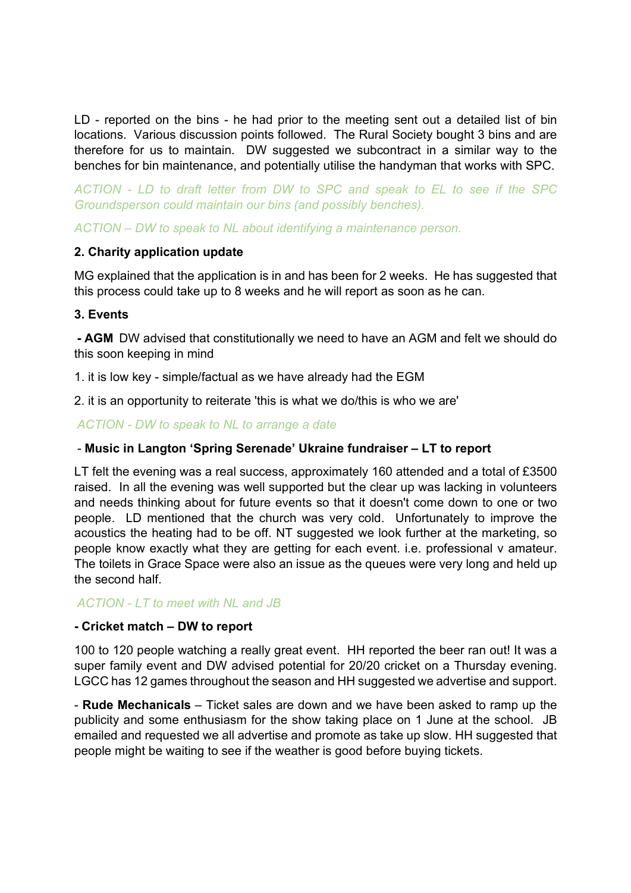LD - reported on the bins - he had prior to the meeting sent out a detailed list of bin locations. Various discussion points followed. The Rural Society bought 3 bins and are therefore for us to maintain. DW suggested we subcontract in a similar way to the benches for bin maintenance, and potentially utilise the handyman that works with SPC.

*ACTION - LD to draft letter from DW to SPC and speak to EL to see if the SPC Groundsperson could maintain our bins (and possibly benches).*

*ACTION – DW to speak to NL about identifying a maintenance person.*

**2. Charity application update**

MG explained that the application is in and has been for 2 weeks. He has suggested that this process could take up to 8 weeks and he will report as soon as he can.

**3. Events**

**- AGM** DW advised that constitutionally we need to have an AGM and felt we should do this soon keeping in mind

1. it is low key - simple/factual as we have already had the EGM
2. it is an opportunity to reiterate 'this is what we do/this is who we are'

*ACTION - DW to speak to NL to arrange a date*

- **Music in Langton 'Spring Serenade' Ukraine fundraiser – LT to report**

LT felt the evening was a real success, approximately 160 attended and a total of £3500 raised. In all the evening was well supported but the clear up was lacking in volunteers and needs thinking about for future events so that it doesn't come down to one or two people. LD mentioned that the church was very cold. Unfortunately to improve the acoustics the heating had to be off. NT suggested we look further at the marketing, so people know exactly what they are getting for each event. i.e. professional v amateur. The toilets in Grace Space were also an issue as the queues were very long and held up the second half.

*ACTION - LT to meet with NL and JB*

**- Cricket match – DW to report**

100 to 120 people watching a really great event. HH reported the beer ran out! It was a super family event and DW advised potential for 20/20 cricket on a Thursday evening. LGCC has 12 games throughout the season and HH suggested we advertise and support.

- **Rude Mechanicals** – Ticket sales are down and we have been asked to ramp up the publicity and some enthusiasm for the show taking place on 1 June at the school. JB emailed and requested we all advertise and promote as take up slow. HH suggested that people might be waiting to see if the weather is good before buying tickets.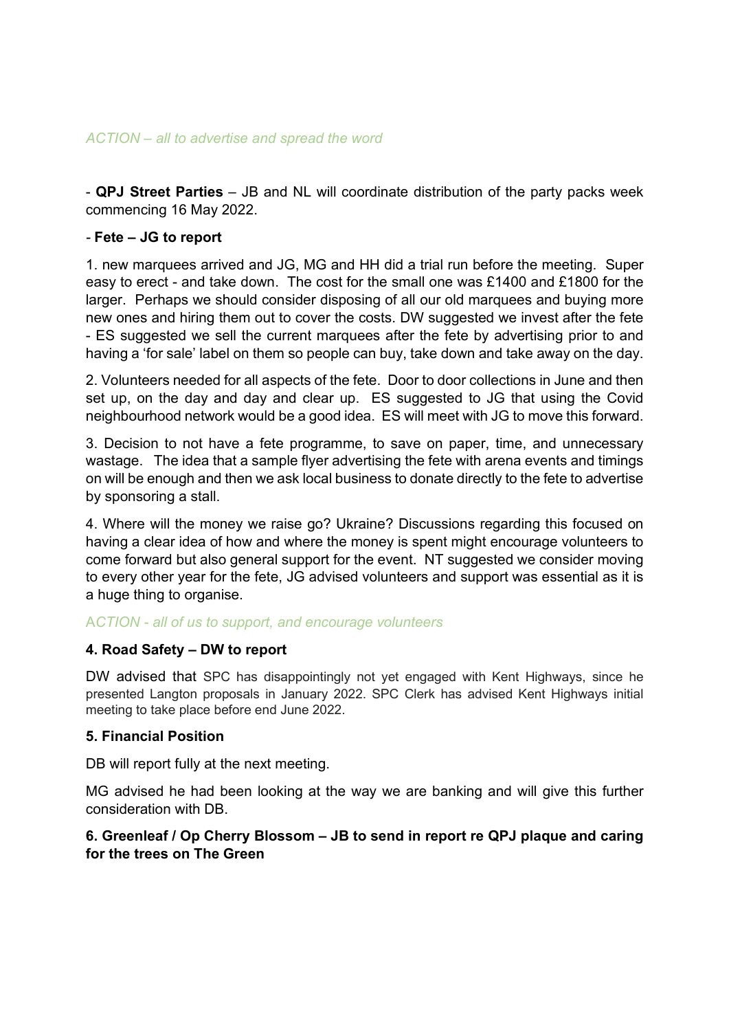*ACTION – all to advertise and spread the word*

- **QPJ Street Parties** – JB and NL will coordinate distribution of the party packs week commencing 16 May 2022.

- **Fete – JG to report**

1. new marquees arrived and JG, MG and HH did a trial run before the meeting. Super easy to erect - and take down. The cost for the small one was £1400 and £1800 for the larger. Perhaps we should consider disposing of all our old marquees and buying more new ones and hiring them out to cover the costs. DW suggested we invest after the fete - ES suggested we sell the current marquees after the fete by advertising prior to and having a 'for sale' label on them so people can buy, take down and take away on the day.

2. Volunteers needed for all aspects of the fete. Door to door collections in June and then set up, on the day and day and clear up. ES suggested to JG that using the Covid neighbourhood network would be a good idea. ES will meet with JG to move this forward.

3. Decision to not have a fete programme, to save on paper, time, and unnecessary wastage. The idea that a sample flyer advertising the fete with arena events and timings on will be enough and then we ask local business to donate directly to the fete to advertise by sponsoring a stall.

4. Where will the money we raise go? Ukraine? Discussions regarding this focused on having a clear idea of how and where the money is spent might encourage volunteers to come forward but also general support for the event. NT suggested we consider moving to every other year for the fete, JG advised volunteers and support was essential as it is a huge thing to organise.

*ACTION - all of us to support, and encourage volunteers*

**4. Road Safety – DW to report**

DW advised that SPC has disappointingly not yet engaged with Kent Highways, since he presented Langton proposals in January 2022. SPC Clerk has advised Kent Highways initial meeting to take place before end June 2022.

**5. Financial Position**

DB will report fully at the next meeting.

MG advised he had been looking at the way we are banking and will give this further consideration with DB.

**6. Greenleaf / Op Cherry Blossom – JB to send in report re QPJ plaque and caring for the trees on The Green**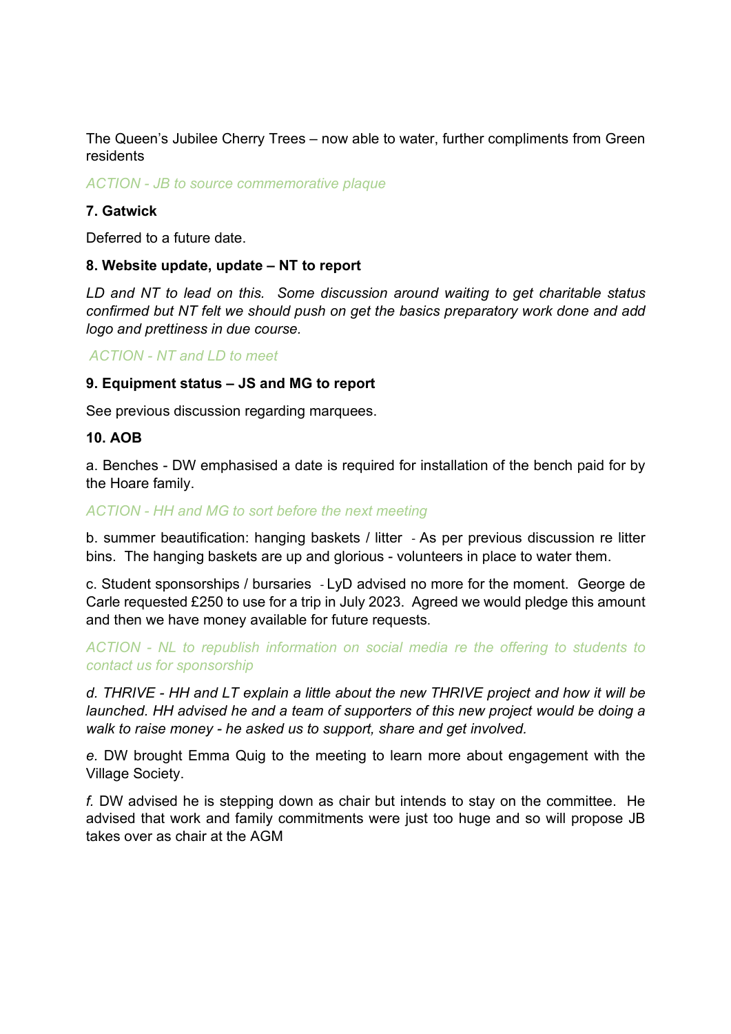The Queen's Jubilee Cherry Trees – now able to water, further compliments from Green residents

*ACTION - JB to source commemorative plaque*

**7. Gatwick**

Deferred to a future date.

**8. Website update, update – NT to report**

*LD and NT to lead on this. Some discussion around waiting to get charitable status confirmed but NT felt we should push on get the basics preparatory work done and add logo and prettiness in due course.*

*ACTION - NT and LD to meet*

**9. Equipment status – JS and MG to report**

See previous discussion regarding marquees.

**10. AOB**

a. Benches - DW emphasised a date is required for installation of the bench paid for by the Hoare family.

*ACTION - HH and MG to sort before the next meeting*

b. summer beautification: hanging baskets / litter - As per previous discussion re litter bins. The hanging baskets are up and glorious - volunteers in place to water them.

c. Student sponsorships / bursaries - LyD advised no more for the moment. George de Carle requested £250 to use for a trip in July 2023. Agreed we would pledge this amount and then we have money available for future requests.

*ACTION - NL to republish information on social media re the offering to students to contact us for sponsorship*

*d. THRIVE - HH and LT explain a little about the new THRIVE project and how it will be launched. HH advised he and a team of supporters of this new project would be doing a walk to raise money - he asked us to support, share and get involved.*

*e.* DW brought Emma Quig to the meeting to learn more about engagement with the Village Society.

*f.* DW advised he is stepping down as chair but intends to stay on the committee. He advised that work and family commitments were just too huge and so will propose JB takes over as chair at the AGM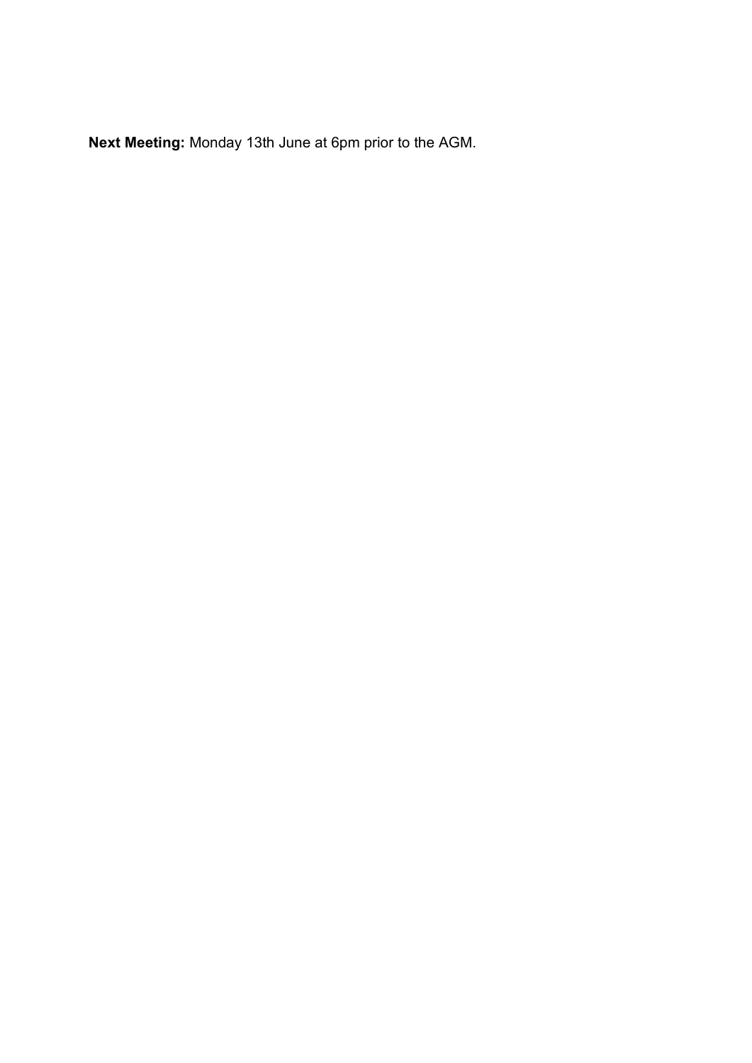**Next Meeting:** Monday 13th June at 6pm prior to the AGM.